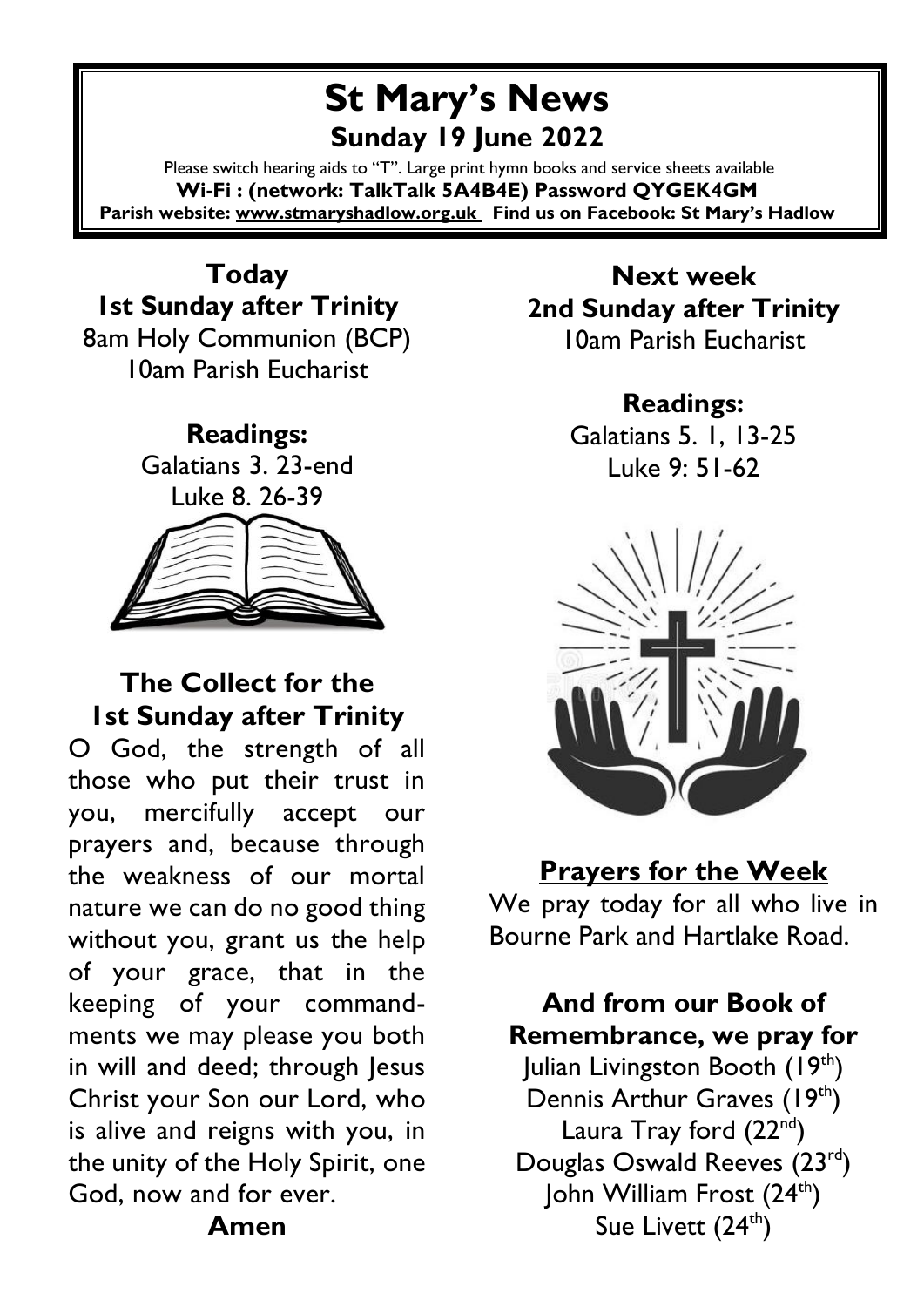# St Mary's News

## Sunday 19 June 2022

Please switch hearing aids to "T". Large print hymn books and service sheets available

**Wi-Fi : (network: TalkTalk 5A4B4E) Password QYGEK4GM**

**Parish website: www.stmaryshadlow.org.uk Find us on Facebook: St Mary's Hadlow**

## Today
## 1st Sunday after Trinity

8am Holy Communion (BCP)
10am Parish Eucharist

### Readings:

Galatians 3. 23-end
Luke 8. 26-39

## The Collect for the 1st Sunday after Trinity

O God, the strength of all those who put their trust in you, mercifully accept our prayers and, because through the weakness of our mortal nature we can do no good thing without you, grant us the help of your grace, that in the keeping of your commandments we may please you both in will and deed; through Jesus Christ your Son our Lord, who is alive and reigns with you, in the unity of the Holy Spirit, one God, now and for ever.

**Amen**

## Next week
## 2nd Sunday after Trinity

10am Parish Eucharist

### Readings:

Galatians 5. 1, 13-25
Luke 9: 51-62

## Prayers for the Week

We pray today for all who live in Bourne Park and Hartlake Road.

### And from our Book of Remembrance, we pray for

Julian Livingston Booth (19th)
Dennis Arthur Graves (19th)
Laura Tray ford (22nd)
Douglas Oswald Reeves (23rd)
John William Frost (24th)
Sue Livett (24th)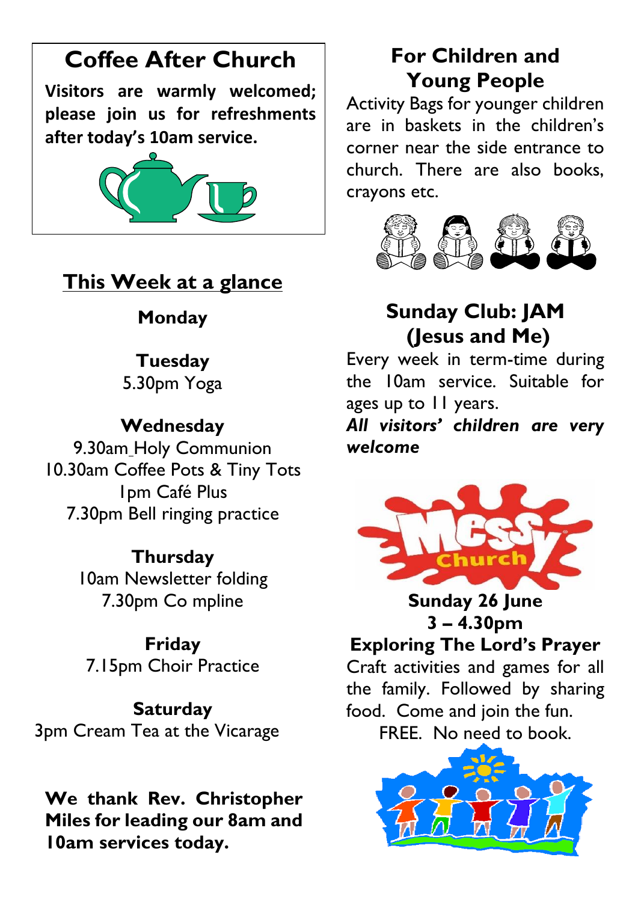## Coffee After Church

**Visitors are warmly welcomed; please join us for refreshments after today's 10am service.**

## This Week at a glance

**Monday**

**Tuesday**
5.30pm Yoga

**Wednesday**
9.30am Holy Communion
10.30am Coffee Pots & Tiny Tots
1pm Café Plus
7.30pm Bell ringing practice

**Thursday**
10am Newsletter folding
7.30pm Co mpline

**Friday**
7.15pm Choir Practice

**Saturday**
3pm Cream Tea at the Vicarage

**We thank Rev. Christopher Miles for leading our 8am and 10am services today.**

## For Children and Young People

Activity Bags for younger children are in baskets in the children's corner near the side entrance to church. There are also books, crayons etc.

## Sunday Club: JAM (Jesus and Me)

Every week in term-time during the 10am service. Suitable for ages up to 11 years.

***All visitors' children are very welcome***

Messy Church

**Sunday 26 June**
**3 – 4.30pm**
**Exploring The Lord's Prayer**

Craft activities and games for all the family. Followed by sharing food. Come and join the fun.

FREE. No need to book.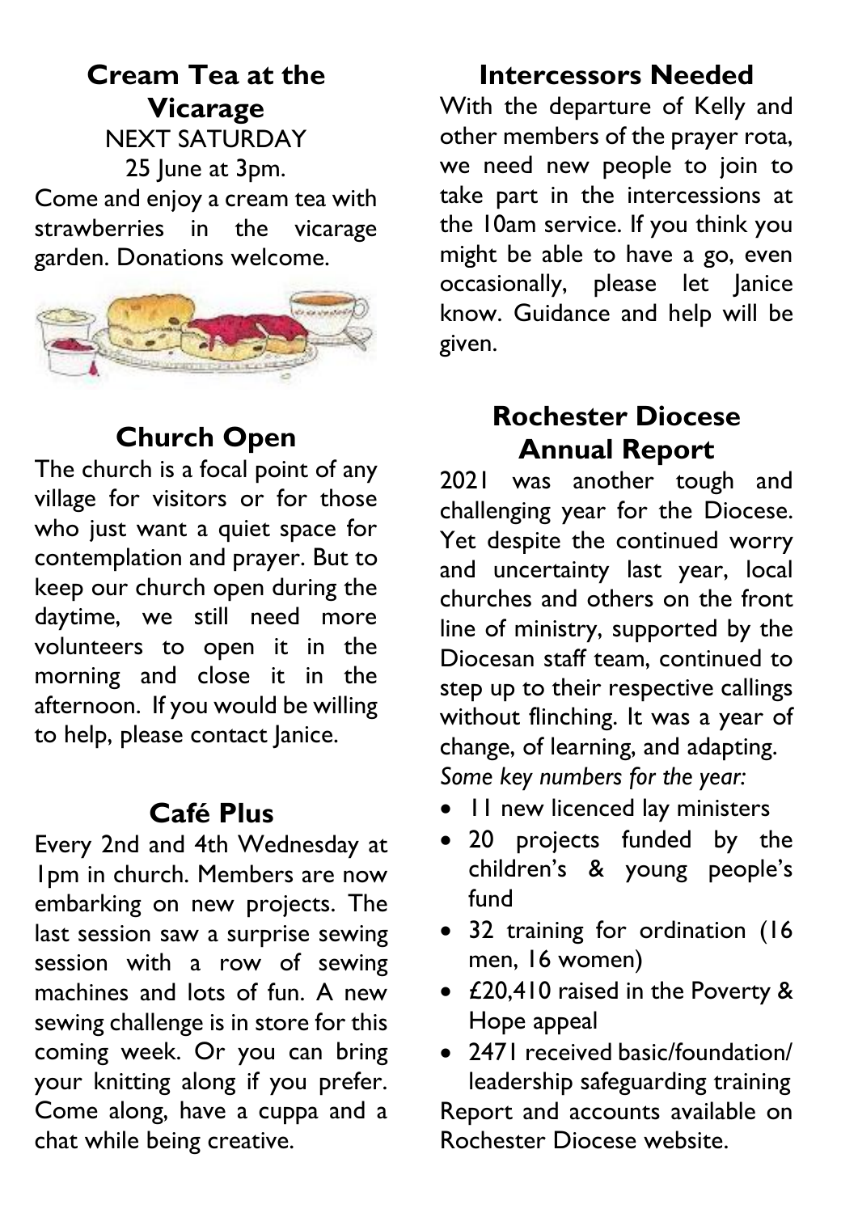## Cream Tea at the Vicarage

NEXT SATURDAY

25 June at 3pm.

Come and enjoy a cream tea with strawberries in the vicarage garden. Donations welcome.

## Church Open

The church is a focal point of any village for visitors or for those who just want a quiet space for contemplation and prayer. But to keep our church open during the daytime, we still need more volunteers to open it in the morning and close it in the afternoon. If you would be willing to help, please contact Janice.

## Café Plus

Every 2nd and 4th Wednesday at 1pm in church. Members are now embarking on new projects. The last session saw a surprise sewing session with a row of sewing machines and lots of fun. A new sewing challenge is in store for this coming week. Or you can bring your knitting along if you prefer. Come along, have a cuppa and a chat while being creative.

## Intercessors Needed

With the departure of Kelly and other members of the prayer rota, we need new people to join to take part in the intercessions at the 10am service. If you think you might be able to have a go, even occasionally, please let Janice know. Guidance and help will be given.

## Rochester Diocese Annual Report

2021 was another tough and challenging year for the Diocese. Yet despite the continued worry and uncertainty last year, local churches and others on the front line of ministry, supported by the Diocesan staff team, continued to step up to their respective callings without flinching. It was a year of change, of learning, and adapting.

*Some key numbers for the year:*

- 11 new licenced lay ministers
- 20 projects funded by the children's & young people's fund
- 32 training for ordination (16 men, 16 women)
- £20,410 raised in the Poverty & Hope appeal
- 2471 received basic/foundation/ leadership safeguarding training

Report and accounts available on Rochester Diocese website.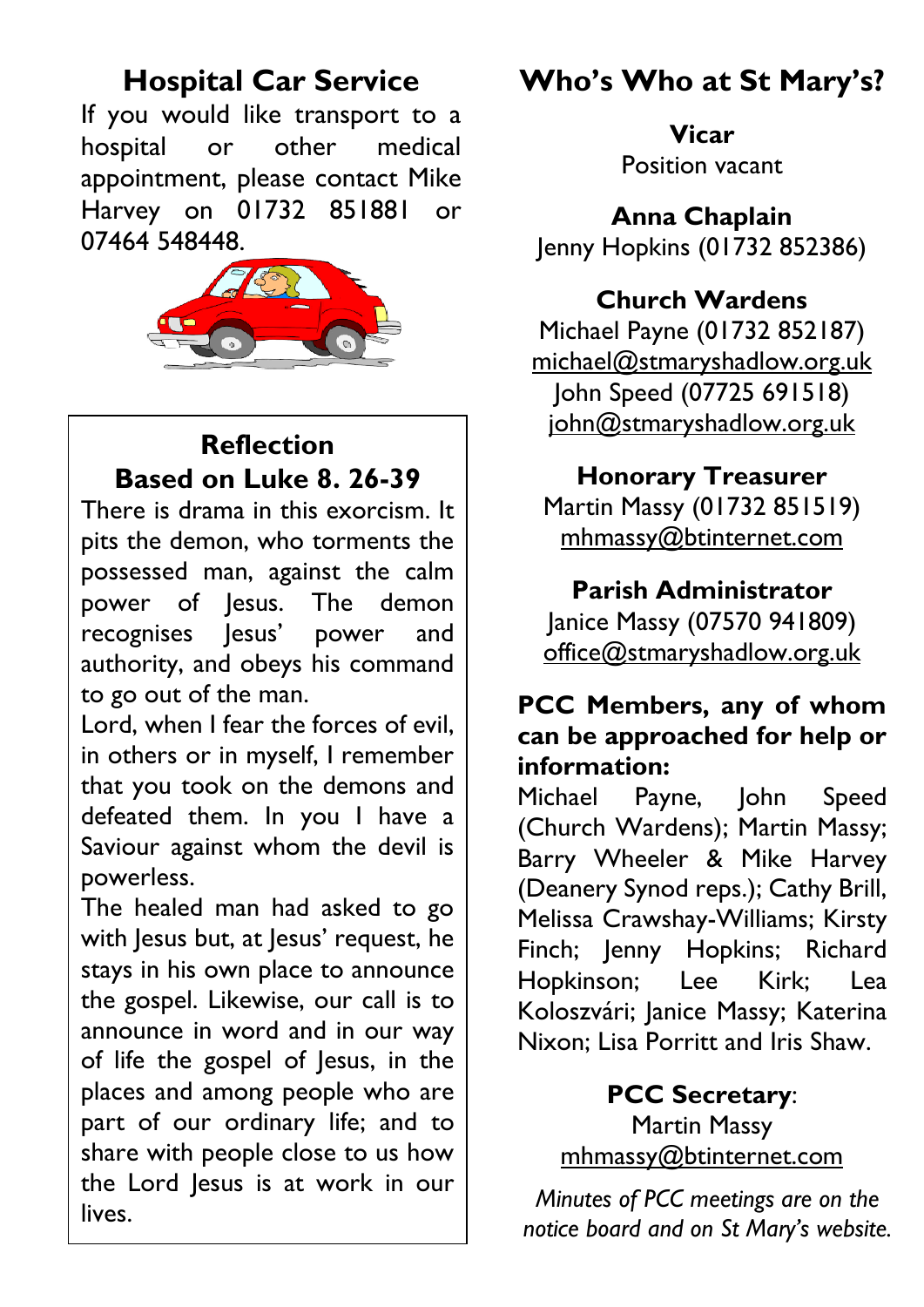## Hospital Car Service

If you would like transport to a hospital or other medical appointment, please contact Mike Harvey on 01732 851881 or 07464 548448.

## Reflection
## Based on Luke 8. 26-39

There is drama in this exorcism. It pits the demon, who torments the possessed man, against the calm power of Jesus. The demon recognises Jesus' power and authority, and obeys his command to go out of the man.

Lord, when I fear the forces of evil, in others or in myself, I remember that you took on the demons and defeated them. In you I have a Saviour against whom the devil is powerless.

The healed man had asked to go with Jesus but, at Jesus' request, he stays in his own place to announce the gospel. Likewise, our call is to announce in word and in our way of life the gospel of Jesus, in the places and among people who are part of our ordinary life; and to share with people close to us how the Lord Jesus is at work in our lives.

## Who's Who at St Mary's?

**Vicar**
Position vacant

**Anna Chaplain**
Jenny Hopkins (01732 852386)

**Church Wardens**
Michael Payne (01732 852187)
michael@stmaryshadlow.org.uk
John Speed (07725 691518)
john@stmaryshadlow.org.uk

**Honorary Treasurer**
Martin Massy (01732 851519)
mhmassy@btinternet.com

**Parish Administrator**
Janice Massy (07570 941809)
office@stmaryshadlow.org.uk

**PCC Members, any of whom can be approached for help or information:**
Michael Payne, John Speed (Church Wardens); Martin Massy; Barry Wheeler & Mike Harvey (Deanery Synod reps.); Cathy Brill, Melissa Crawshay-Williams; Kirsty Finch; Jenny Hopkins; Richard Hopkinson; Lee Kirk; Lea Koloszvári; Janice Massy; Katerina Nixon; Lisa Porritt and Iris Shaw.

**PCC Secretary**:
Martin Massy
mhmassy@btinternet.com

*Minutes of PCC meetings are on the notice board and on St Mary's website.*